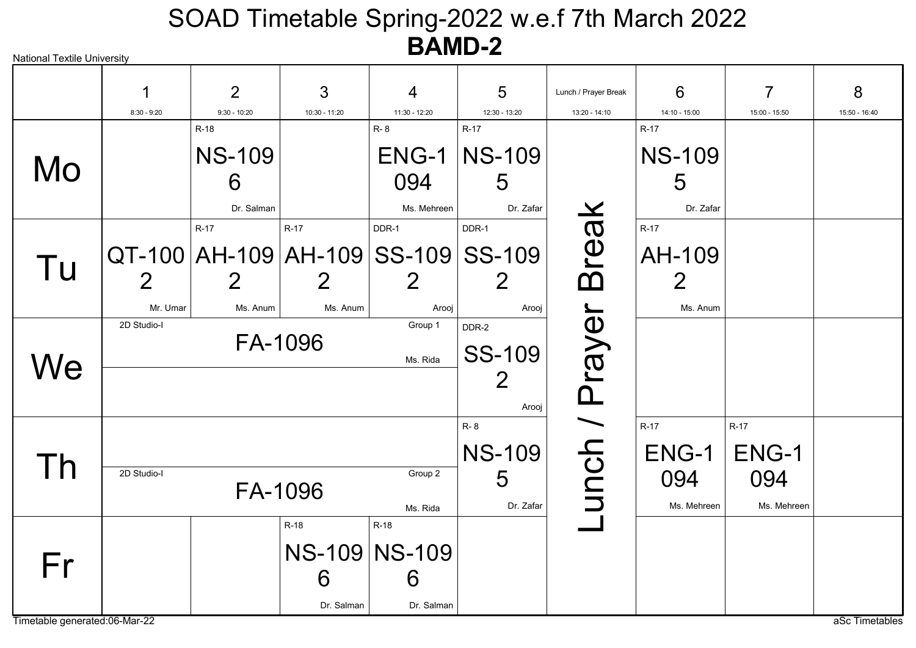# SOAD Timetable Spring-2022 w.e.f 7th March 2022

## BAMD-2

National Textile University

| | 1<br>8:30 - 9:20 | 2<br>9:30 - 10:20 | 3<br>10:30 - 11:20 | 4<br>11:30 - 12:20 | 5<br>12:30 - 13:20 | Lunch / Prayer Break<br>13:20 - 14:10 | 6<br>14:10 - 15:00 | 7<br>15:00 - 15:50 | 8<br>15:50 - 16:40 |
|---|---|---|---|---|---|---|---|---|---|
| Mo | | R-18 NS-1096 Dr. Salman | | R- 8 ENG-1094 Ms. Mehreen | R-17 NS-1095 Dr. Zafar | Lunch / Prayer Break | R-17 NS-1095 Dr. Zafar | | |
| Tu | QT-1002 Mr. Umar | R-17 AH-1092 Ms. Anum | R-17 AH-1092 Ms. Anum | DDR-1 SS-1092 Arooj | DDR-1 SS-1092 Arooj | Lunch / Prayer Break | R-17 AH-1092 Ms. Anum | | |
| We | 2D Studio-I FA-1096 Group 1 Ms. Rida | | | | DDR-2 SS-1092 Arooj | Lunch / Prayer Break | | | |
| Th | 2D Studio-I FA-1096 Group 2 Ms. Rida | | | | R- 8 NS-1095 Dr. Zafar | Lunch / Prayer Break | R-17 ENG-1094 Ms. Mehreen | R-17 ENG-1094 Ms. Mehreen | |
| Fr | | | R-18 NS-1096 Dr. Salman | R-18 NS-1096 Dr. Salman | | Lunch / Prayer Break | | | |

Timetable generated:06-Mar-22

aSc Timetables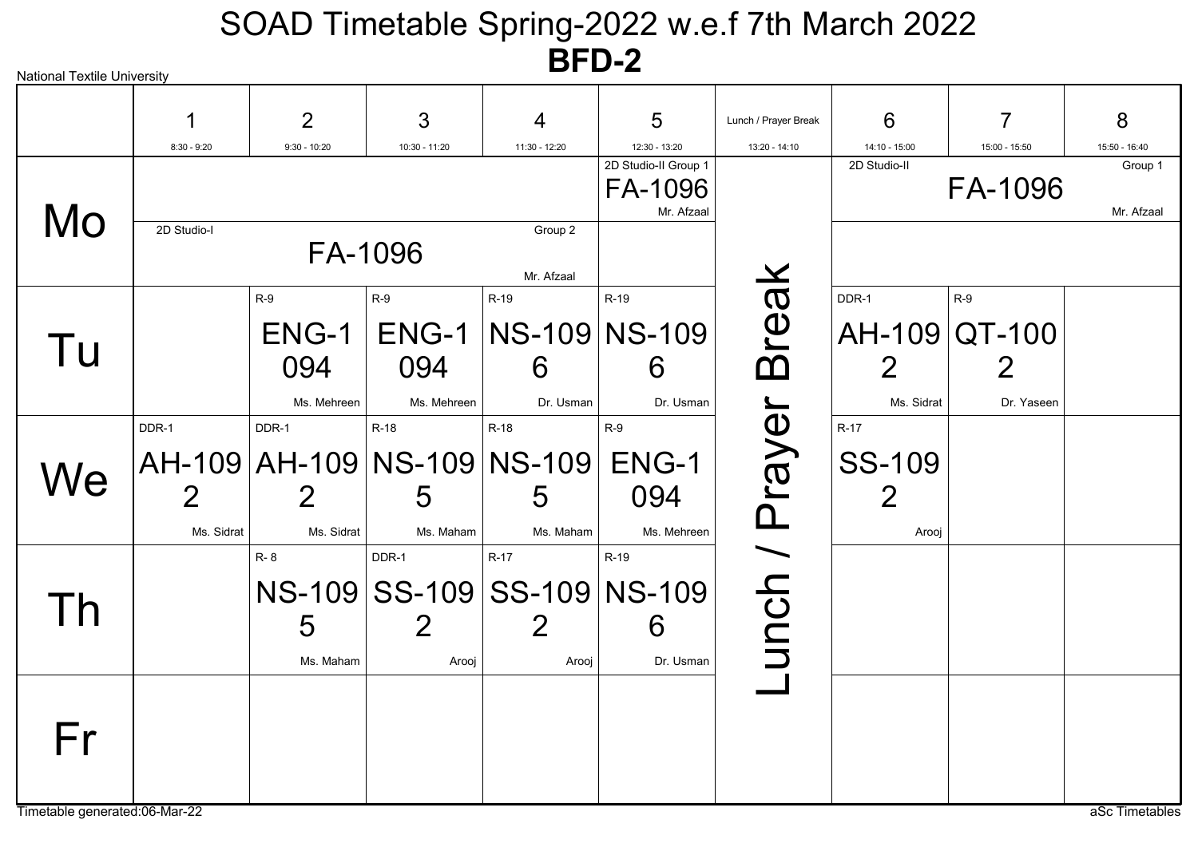# SOAD Timetable Spring-2022 w.e.f 7th March 2022

## BFD-2

National Textile University

| | 1 (8:30 - 9:20) | 2 (9:30 - 10:20) | 3 (10:30 - 11:20) | 4 (11:30 - 12:20) | 5 (12:30 - 13:20) | Lunch / Prayer Break (13:20 - 14:10) | 6 (14:10 - 15:00) | 7 (15:00 - 15:50) | 8 (15:50 - 16:40) |
|---|---|---|---|---|---|---|---|---|---|
| Mo | | | | | 2D Studio-II Group 1 FA-1096 Mr. Afzaal | Lunch / Prayer Break | 2D Studio-II FA-1096 Group 1 Mr. Afzaal | | |
| Mo | 2D Studio-I FA-1096 Group 2 Mr. Afzaal | | | | | Lunch / Prayer Break | | | |
| Tu | | R-9 ENG-1094 Ms. Mehreen | R-9 ENG-1094 Ms. Mehreen | R-19 NS-1096 Dr. Usman | R-19 NS-1096 Dr. Usman | Lunch / Prayer Break | DDR-1 AH-1092 Ms. Sidrat | R-9 QT-1002 Dr. Yaseen | |
| We | DDR-1 AH-1092 Ms. Sidrat | DDR-1 AH-1092 Ms. Sidrat | R-18 NS-1095 Ms. Maham | R-18 NS-1095 Ms. Maham | R-9 ENG-1094 Ms. Mehreen | Lunch / Prayer Break | R-17 SS-1092 Arooj | | |
| Th | | R- 8 NS-1095 Ms. Maham | DDR-1 SS-1092 Arooj | R-17 SS-1092 Arooj | R-19 NS-1096 Dr. Usman | Lunch / Prayer Break | | | |
| Fr | | | | | | Lunch / Prayer Break | | | |

Timetable generated:06-Mar-22

aSc Timetables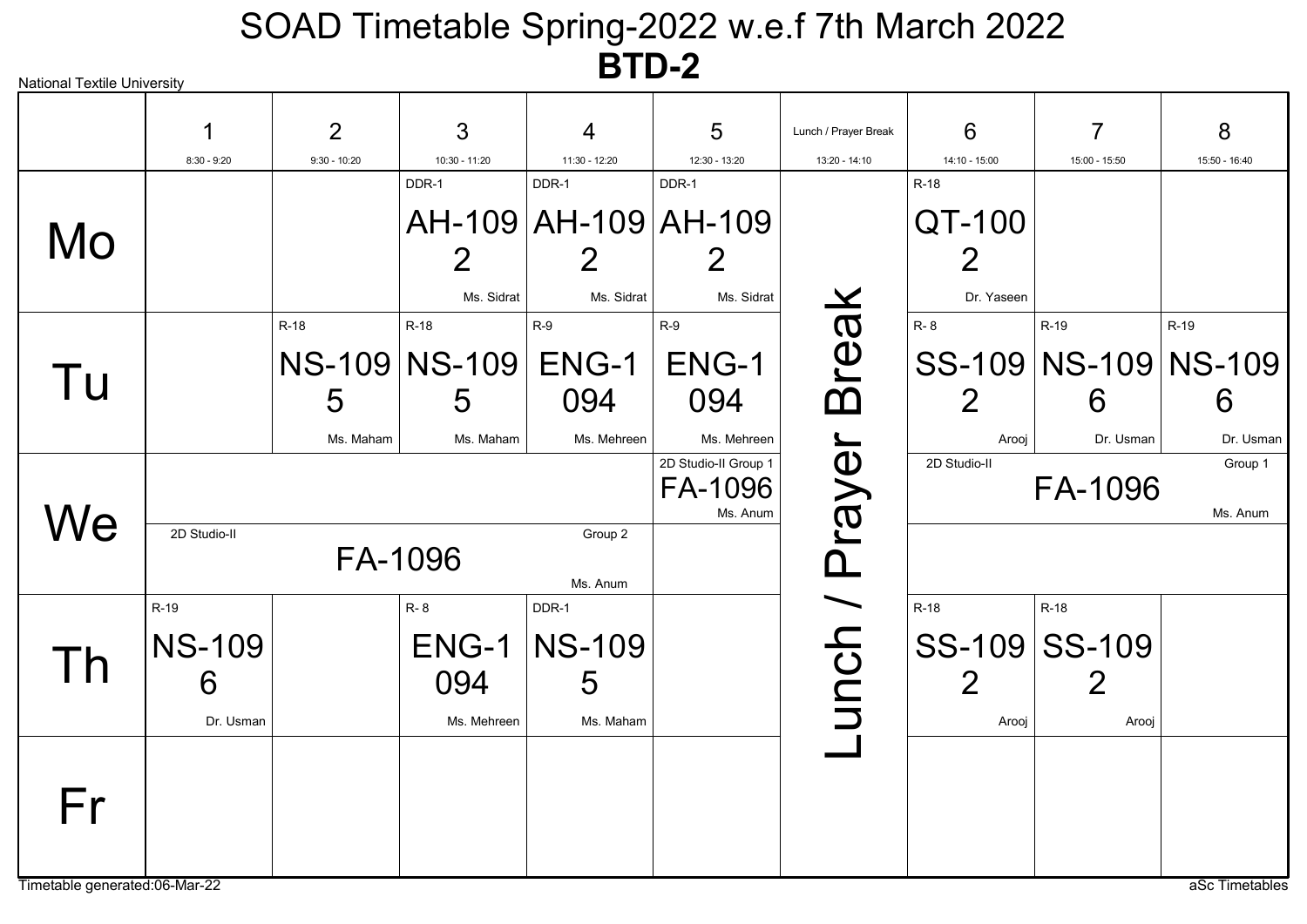# SOAD Timetable Spring-2022 w.e.f 7th March 2022

## BTD-2

National Textile University

| | 1<br>8:30 - 9:20 | 2<br>9:30 - 10:20 | 3<br>10:30 - 11:20 | 4<br>11:30 - 12:20 | 5<br>12:30 - 13:20 | Lunch / Prayer Break<br>13:20 - 14:10 | 6<br>14:10 - 15:00 | 7<br>15:00 - 15:50 | 8<br>15:50 - 16:40 |
|---|---|---|---|---|---|---|---|---|---|
| Mo | | | DDR-1 AH-1092 Ms. Sidrat | DDR-1 AH-1092 Ms. Sidrat | DDR-1 AH-1092 Ms. Sidrat | Lunch / Prayer Break | R-18 QT-1002 Dr. Yaseen | | |
| Tu | | R-18 NS-1095 Ms. Maham | R-18 NS-1095 Ms. Maham | R-9 ENG-1094 Ms. Mehreen | R-9 ENG-1094 Ms. Mehreen | Lunch / Prayer Break | R- 8 SS-1092 Arooj | R-19 NS-1096 Dr. Usman | R-19 NS-1096 Dr. Usman |
| We (Group 1) | | | | | 2D Studio-II Group 1 FA-1096 Ms. Anum | Lunch / Prayer Break | 2D Studio-II FA-1096 Group 1 Ms. Anum | 2D Studio-II FA-1096 Group 1 Ms. Anum | 2D Studio-II FA-1096 Group 1 Ms. Anum |
| We (Group 2) | 2D Studio-II FA-1096 Group 2 Ms. Anum | 2D Studio-II FA-1096 Group 2 Ms. Anum | 2D Studio-II FA-1096 Group 2 Ms. Anum | 2D Studio-II FA-1096 Group 2 Ms. Anum | | Lunch / Prayer Break | | | |
| Th | R-19 NS-1096 Dr. Usman | | R- 8 ENG-1094 Ms. Mehreen | DDR-1 NS-1095 Ms. Maham | | Lunch / Prayer Break | R-18 SS-1092 Arooj | R-18 SS-1092 Arooj | |
| Fr | | | | | | Lunch / Prayer Break | | | |

Timetable generated:06-Mar-22

aSc Timetables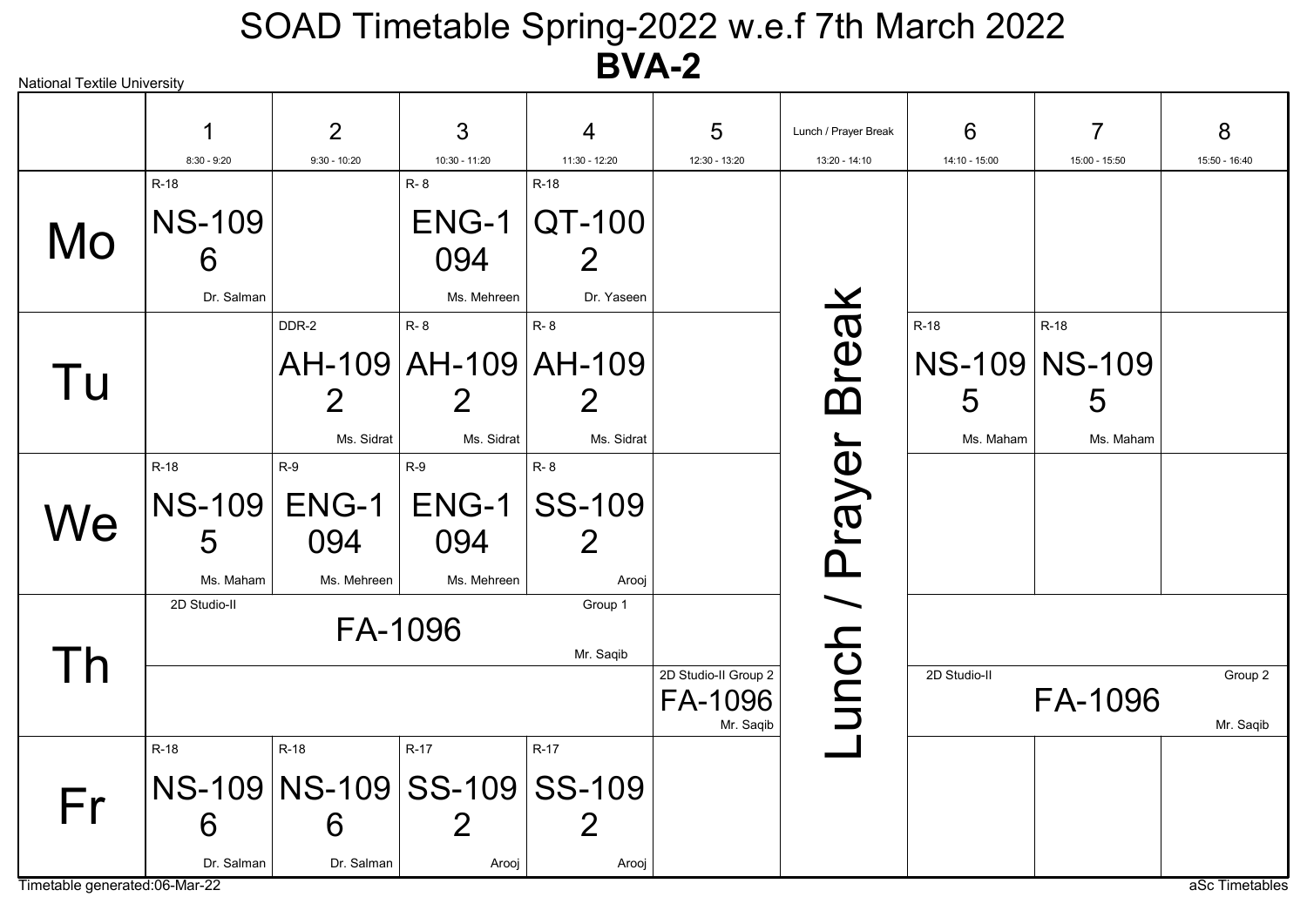National Textile University

# SOAD Timetable Spring-2022 w.e.f 7th March 2022

## BVA-2

| | 1<br>8:30 - 9:20 | 2<br>9:30 - 10:20 | 3<br>10:30 - 11:20 | 4<br>11:30 - 12:20 | 5<br>12:30 - 13:20 | Lunch / Prayer Break<br>13:20 - 14:10 | 6<br>14:10 - 15:00 | 7<br>15:00 - 15:50 | 8<br>15:50 - 16:40 |
|---|---|---|---|---|---|---|---|---|---|
| Mo | R-18 NS-1096 Dr. Salman | | R- 8 ENG-1094 Ms. Mehreen | R-18 QT-1002 Dr. Yaseen | | Lunch / Prayer Break | | | |
| Tu | | DDR-2 AH-1092 Ms. Sidrat | R- 8 AH-1092 Ms. Sidrat | R- 8 AH-1092 Ms. Sidrat | | Lunch / Prayer Break | R-18 NS-1095 Ms. Maham | R-18 NS-1095 Ms. Maham | |
| We | R-18 NS-1095 Ms. Maham | R-9 ENG-1094 Ms. Mehreen | R-9 ENG-1094 Ms. Mehreen | R- 8 SS-1092 Arooj | | Lunch / Prayer Break | | | |
| Th | 2D Studio-II FA-1096 Group 1 Mr. Saqib | | | | | Lunch / Prayer Break | | | |
| Th | | | | | 2D Studio-II Group 2 FA-1096 Mr. Saqib | Lunch / Prayer Break | 2D Studio-II FA-1096 Group 2 Mr. Saqib | | |
| Fr | R-18 NS-1096 Dr. Salman | R-18 NS-1096 Dr. Salman | R-17 SS-1092 Arooj | R-17 SS-1092 Arooj | | Lunch / Prayer Break | | | |

Timetable generated:06-Mar-22

aSc Timetables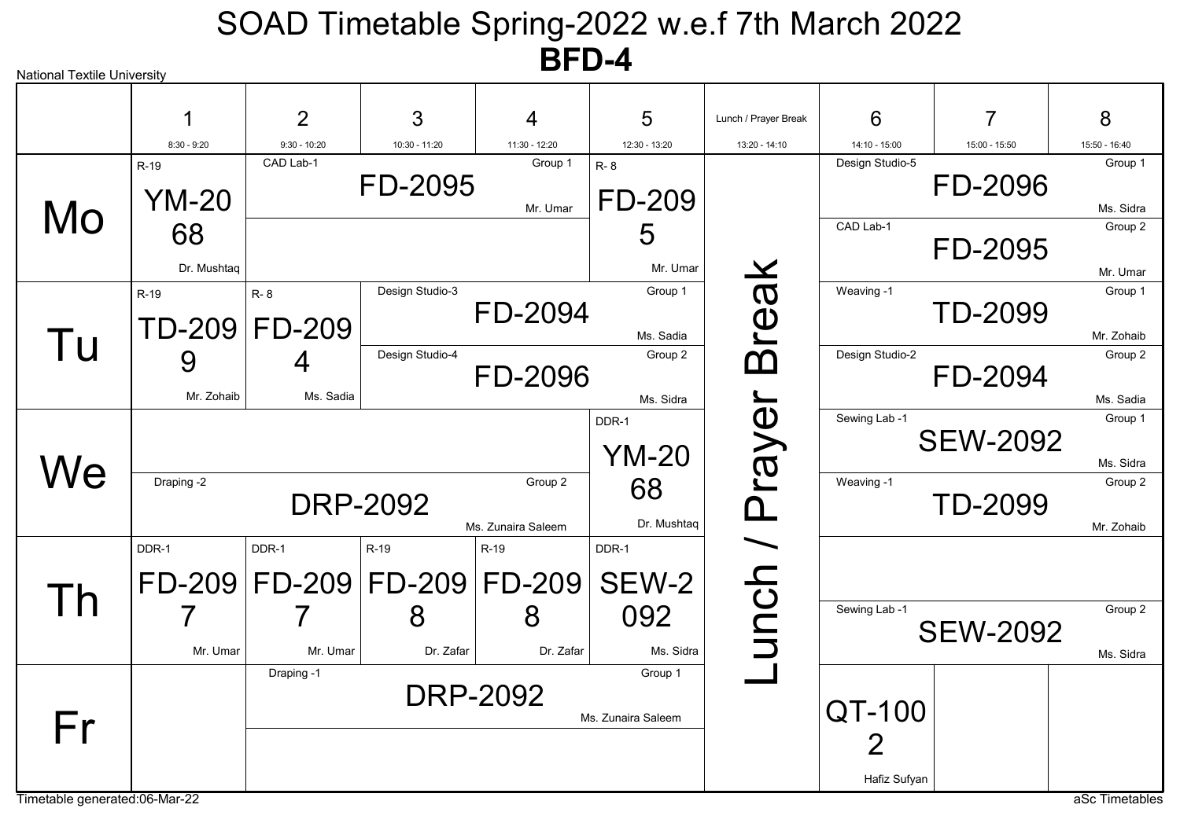# SOAD Timetable Spring-2022 w.e.f 7th March 2022

## BFD-4

National Textile University

| | 1<br>8:30 - 9:20 | 2<br>9:30 - 10:20 | 3<br>10:30 - 11:20 | 4<br>11:30 - 12:20 | 5<br>12:30 - 13:20 | Lunch / Prayer Break<br>13:20 - 14:10 | 6<br>14:10 - 15:00 | 7<br>15:00 - 15:50 | 8<br>15:50 - 16:40 |
|---|---|---|---|---|---|---|---|---|---|
| Mo | R-19 YM-2068 Dr. Mushtaq | CAD Lab-1 FD-2095 Group 1 Mr. Umar | | | R- 8 FD-2095 Mr. Umar | Lunch / Prayer Break | Design Studio-5 FD-2096 Group 1 Ms. Sidra; CAD Lab-1 FD-2095 Group 2 Mr. Umar | | |
| Tu | R-19 TD-2099 Mr. Zohaib | R- 8 FD-2094 Ms. Sadia | Design Studio-3 FD-2094 Group 1 Ms. Sadia; Design Studio-4 FD-2096 Group 2 Ms. Sidra | | | Lunch / Prayer Break | Weaving -1 TD-2099 Group 1 Mr. Zohaib; Design Studio-2 FD-2094 Group 2 Ms. Sadia | | |
| We | Draping -2 DRP-2092 Group 2 Ms. Zunaira Saleem | | | | DDR-1 YM-2068 Dr. Mushtaq | Lunch / Prayer Break | Sewing Lab -1 SEW-2092 Group 1 Ms. Sidra; Weaving -1 TD-2099 Group 2 Mr. Zohaib | | |
| Th | DDR-1 FD-2097 Mr. Umar | DDR-1 FD-2097 Mr. Umar | R-19 FD-2098 Dr. Zafar | R-19 FD-2098 Dr. Zafar | DDR-1 SEW-2092 Ms. Sidra | Lunch / Prayer Break | Sewing Lab -1 SEW-2092 Group 2 Ms. Sidra | | |
| Fr | | Draping -1 DRP-2092 Group 1 Ms. Zunaira Saleem | | | | Lunch / Prayer Break | QT-1002 Hafiz Sufyan | | |

Timetable generated:06-Mar-22

aSc Timetables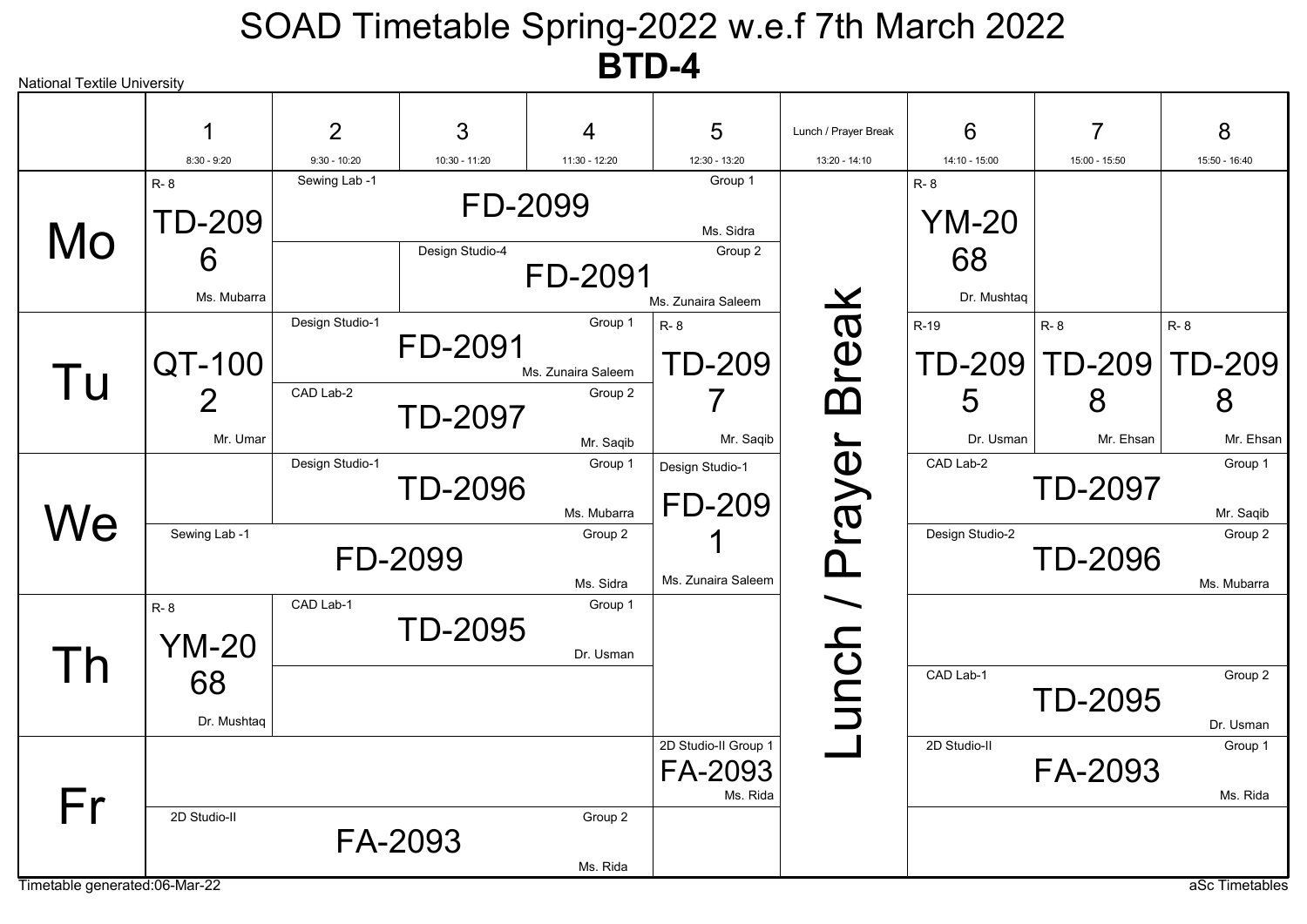# SOAD Timetable Spring-2022 w.e.f 7th March 2022

## BTD-4

National Textile University

| | 1<br>8:30 - 9:20 | 2<br>9:30 - 10:20 | 3<br>10:30 - 11:20 | 4<br>11:30 - 12:20 | 5<br>12:30 - 13:20 | Lunch / Prayer Break<br>13:20 - 14:10 | 6<br>14:10 - 15:00 | 7<br>15:00 - 15:50 | 8<br>15:50 - 16:40 |
|---|---|---|---|---|---|---|---|---|---|
| Mo | R- 8<br>TD-2096<br>Ms. Mubarra | Sewing Lab -1<br>FD-2099<br>Group 1<br>Ms. Sidra (periods 2–5) | | | | Lunch / Prayer Break | R- 8<br>YM-2068<br>Dr. Mushtaq | | |
| | | | Design Studio-4<br>FD-2091<br>Group 2<br>Ms. Zunaira Saleem (periods 3–5) | | | | | | |
| Tu | QT-1002<br>Mr. Umar | Design Studio-1<br>FD-2091<br>Group 1<br>Ms. Zunaira Saleem (periods 2–4) | | | R- 8<br>TD-2097<br>Mr. Saqib | Lunch / Prayer Break | R-19<br>TD-2095<br>Dr. Usman | R- 8<br>TD-2098<br>Mr. Ehsan | R- 8<br>TD-2098<br>Mr. Ehsan |
| | | CAD Lab-2<br>TD-2097<br>Group 2<br>Mr. Saqib (periods 2–4) | | | | | | | |
| We | | Design Studio-1<br>TD-2096<br>Group 1<br>Ms. Mubarra (periods 2–4) | | | Design Studio-1<br>FD-2091<br>Ms. Zunaira Saleem | Lunch / Prayer Break | CAD Lab-2<br>TD-2097<br>Group 1<br>Mr. Saqib (periods 6–8) | | |
| | Sewing Lab -1<br>FD-2099<br>Group 2<br>Ms. Sidra (periods 1–4) | | | | | | Design Studio-2<br>TD-2096<br>Group 2<br>Ms. Mubarra (periods 6–8) | | |
| Th | R- 8<br>YM-2068<br>Dr. Mushtaq | CAD Lab-1<br>TD-2095<br>Group 1<br>Dr. Usman (periods 2–4) | | | | Lunch / Prayer Break | | | |
| | | | | | | | CAD Lab-1<br>TD-2095<br>Group 2<br>Dr. Usman (periods 6–8) | | |
| Fr | | | | | 2D Studio-II Group 1<br>FA-2093<br>Ms. Rida | Lunch / Prayer Break | 2D Studio-II<br>FA-2093<br>Group 1<br>Ms. Rida (periods 6–8) | | |
| | 2D Studio-II<br>FA-2093<br>Group 2<br>Ms. Rida (periods 1–4) | | | | | | | | |

Timetable generated:06-Mar-22

aSc Timetables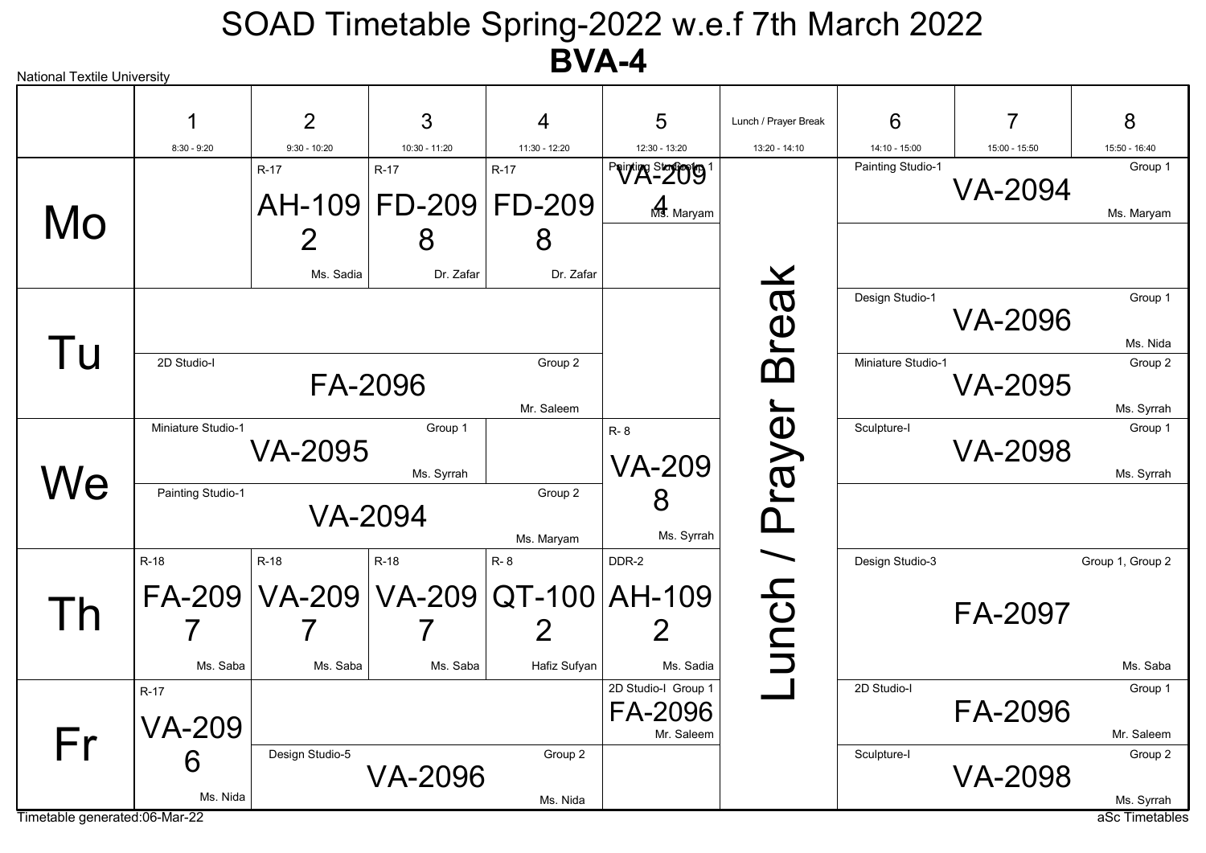# SOAD Timetable Spring-2022 w.e.f 7th March 2022

## BVA-4

National Textile University

| | 1 (8:30 - 9:20) | 2 (9:30 - 10:20) | 3 (10:30 - 11:20) | 4 (11:30 - 12:20) | 5 (12:30 - 13:20) | Lunch / Prayer Break (13:20 - 14:10) | 6 (14:10 - 15:00) | 7 (15:00 - 15:50) | 8 (15:50 - 16:40) |
|---|---|---|---|---|---|---|---|---|---|
| Mo | | R-17 AH-1092 Ms. Sadia | R-17 FD-2098 Dr. Zafar | R-17 FD-2098 Dr. Zafar | Painting Studio-1 Group 1 VA-2094 Ms. Maryam | Lunch / Prayer Break | Painting Studio-1 Group 1 VA-2094 Ms. Maryam | | |
| Tu | 2D Studio-I Group 2 FA-2096 Mr. Saleem | | | | | Lunch / Prayer Break | Design Studio-1 Group 1 VA-2096 Ms. Nida; Miniature Studio-1 Group 2 VA-2095 Ms. Syrrah | | |
| We | Miniature Studio-1 Group 1 VA-2095 Ms. Syrrah; Painting Studio-1 Group 2 VA-2094 Ms. Maryam | | | | R- 8 VA-2098 Ms. Syrrah | Lunch / Prayer Break | Sculpture-I Group 1 VA-2098 Ms. Syrrah | | |
| Th | R-18 FA-2097 Ms. Saba | R-18 VA-2097 Ms. Saba | R-18 VA-2097 Ms. Saba | R- 8 QT-1002 Hafiz Sufyan | DDR-2 AH-1092 Ms. Sadia | Lunch / Prayer Break | Design Studio-3 Group 1, Group 2 FA-2097 Ms. Saba | | |
| Fr | R-17 VA-2096 Ms. Nida | Design Studio-5 Group 2 VA-2096 Ms. Nida | | | 2D Studio-I Group 1 FA-2096 Mr. Saleem | Lunch / Prayer Break | 2D Studio-I Group 1 FA-2096 Mr. Saleem; Sculpture-I Group 2 VA-2098 Ms. Syrrah | | |

Timetable generated:06-Mar-22

aSc Timetables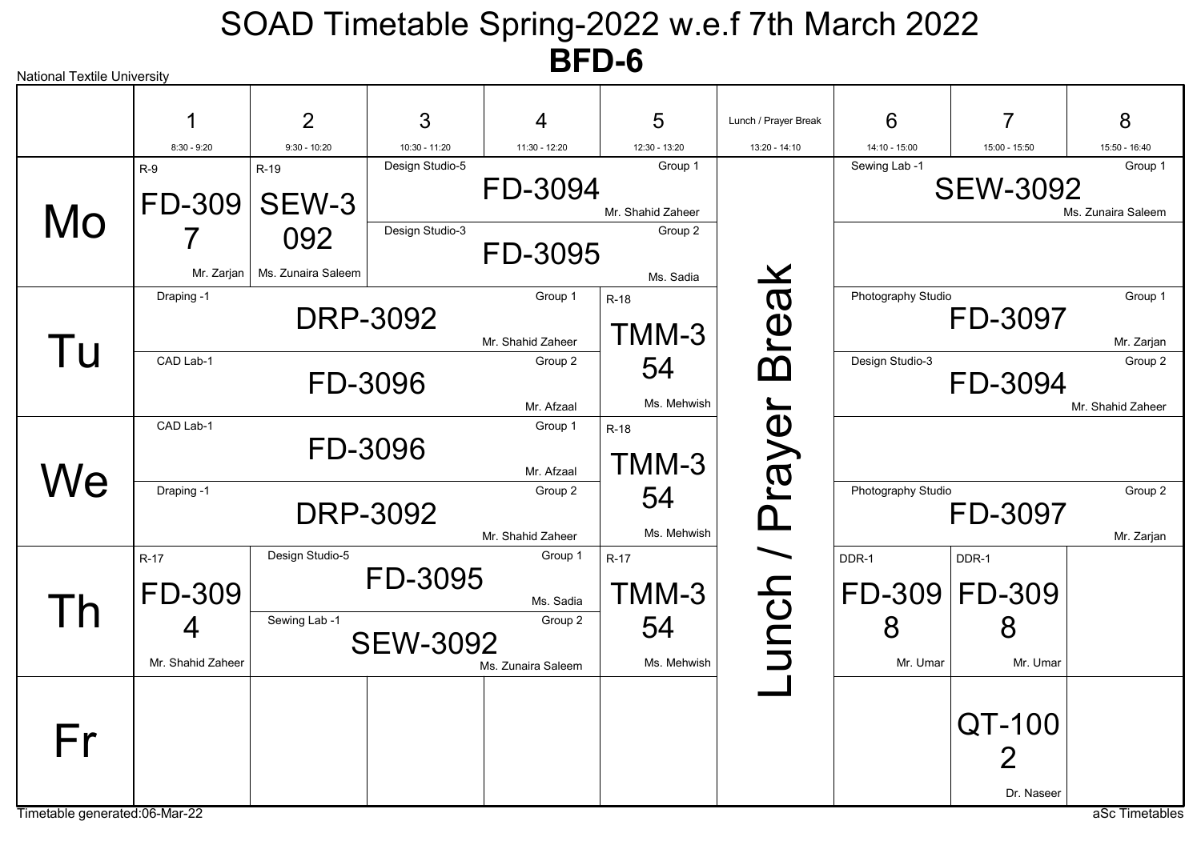# SOAD Timetable Spring-2022 w.e.f 7th March 2022

## BFD-6

National Textile University

| | 1<br>8:30 - 9:20 | 2<br>9:30 - 10:20 | 3<br>10:30 - 11:20 | 4<br>11:30 - 12:20 | 5<br>12:30 - 13:20 | Lunch / Prayer Break<br>13:20 - 14:10 | 6<br>14:10 - 15:00 | 7<br>15:00 - 15:50 | 8<br>15:50 - 16:40 |
|---|---|---|---|---|---|---|---|---|---|
| Mo | R-9<br>FD-3097<br>Mr. Zarjan | R-19<br>SEW-3092<br>Ms. Zunaira Saleem | Design Studio-5<br>FD-3094<br>Group 1<br>Mr. Shahid Zaheer / Design Studio-3<br>FD-3095<br>Group 2<br>Ms. Sadia | | | Lunch / Prayer Break | Sewing Lab -1<br>SEW-3092<br>Group 1<br>Ms. Zunaira Saleem | | |
| Tu | Draping -1<br>DRP-3092<br>Group 1<br>Mr. Shahid Zaheer / CAD Lab-1<br>FD-3096<br>Group 2<br>Mr. Afzaal | | | | R-18<br>TMM-354<br>Ms. Mehwish | Lunch / Prayer Break | Photography Studio<br>FD-3097<br>Group 1<br>Mr. Zarjan / Design Studio-3<br>FD-3094<br>Group 2<br>Mr. Shahid Zaheer | | |
| We | CAD Lab-1<br>FD-3096<br>Group 1<br>Mr. Afzaal / Draping -1<br>DRP-3092<br>Group 2<br>Mr. Shahid Zaheer | | | | R-18<br>TMM-354<br>Ms. Mehwish | Lunch / Prayer Break | Photography Studio<br>FD-3097<br>Group 2<br>Mr. Zarjan | | |
| Th | R-17<br>FD-3094<br>Mr. Shahid Zaheer | Design Studio-5<br>FD-3095<br>Group 1<br>Ms. Sadia / Sewing Lab -1<br>SEW-3092<br>Group 2<br>Ms. Zunaira Saleem | | | R-17<br>TMM-354<br>Ms. Mehwish | Lunch / Prayer Break | DDR-1<br>FD-3098<br>Mr. Umar | DDR-1<br>FD-3098<br>Mr. Umar | |
| Fr | | | | | | Lunch / Prayer Break | | QT-1002<br>Dr. Naseer | |

Timetable generated:06-Mar-22

aSc Timetables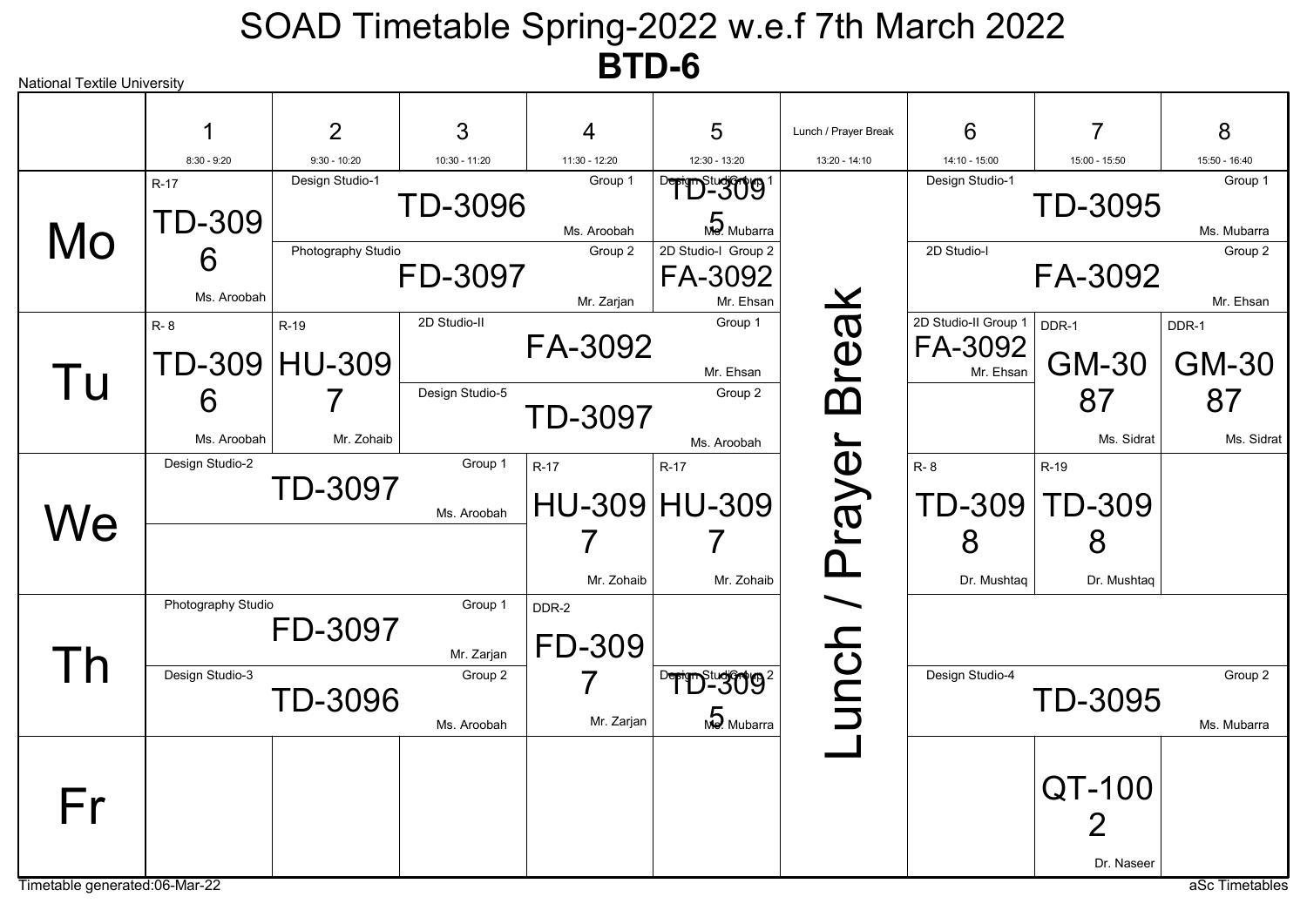# SOAD Timetable Spring-2022 w.e.f 7th March 2022

## BTD-6

National Textile University

| | 1 (8:30 - 9:20) | 2 (9:30 - 10:20) | 3 (10:30 - 11:20) | 4 (11:30 - 12:20) | 5 (12:30 - 13:20) | Lunch / Prayer Break (13:20 - 14:10) | 6 (14:10 - 15:00) | 7 (15:00 - 15:50) | 8 (15:50 - 16:40) |
|---|---|---|---|---|---|---|---|---|---|
| Mo | R-17 TD-3096 Ms. Aroobah | Design Studio-1 TD-3096 Group 1 Ms. Aroobah / Photography Studio FD-3097 Group 2 Mr. Zarjan | | | Design Studio Group 1 TD-3095 Ms. Mubarra / 2D Studio-I Group 2 FA-3092 Mr. Ehsan | Lunch / Prayer Break | Design Studio-1 TD-3095 Group 1 Ms. Mubarra / 2D Studio-I FA-3092 Group 2 Mr. Ehsan | | |
| Tu | R- 8 TD-3096 Ms. Aroobah | R-19 HU-3097 Mr. Zohaib | 2D Studio-II FA-3092 Group 1 Mr. Ehsan / Design Studio-5 TD-3097 Group 2 Ms. Aroobah | | | | 2D Studio-II Group 1 FA-3092 Mr. Ehsan | DDR-1 GM-3087 Ms. Sidrat | DDR-1 GM-3087 Ms. Sidrat |
| We | Design Studio-2 TD-3097 Group 1 Ms. Aroobah | | | R-17 HU-3097 Mr. Zohaib | R-17 HU-3097 Mr. Zohaib | | R- 8 TD-3098 Dr. Mushtaq | R-19 TD-3098 Dr. Mushtaq | |
| Th | Photography Studio FD-3097 Group 1 Mr. Zarjan / Design Studio-3 TD-3096 Group 2 Ms. Aroobah | | | DDR-2 FD-3097 Mr. Zarjan | Design Studio Group 2 TD-3095 Ms. Mubarra | | Design Studio-4 TD-3095 Group 2 Ms. Mubarra | | |
| Fr | | | | | | | | QT-1002 Dr. Naseer | |

Timetable generated:06-Mar-22

aSc Timetables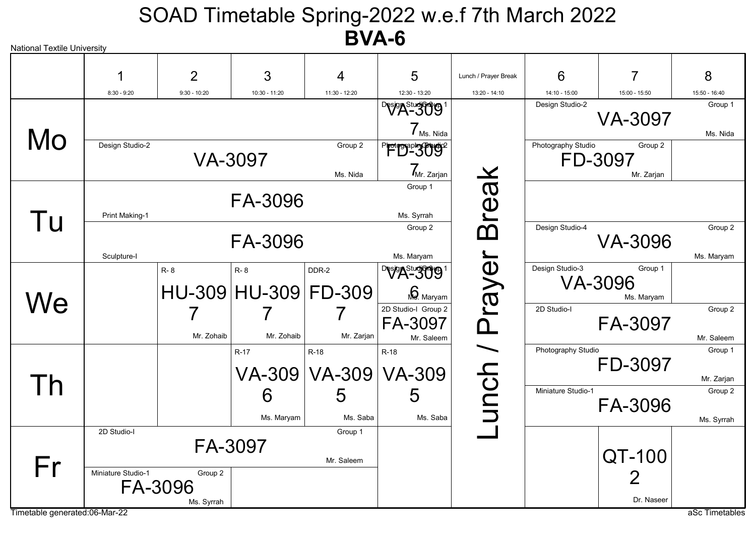# SOAD Timetable Spring-2022 w.e.f 7th March 2022

## BVA-6

National Textile University

| | 1<br>8:30 - 9:20 | 2<br>9:30 - 10:20 | 3<br>10:30 - 11:20 | 4<br>11:30 - 12:20 | 5<br>12:30 - 13:20 | Lunch / Prayer Break<br>13:20 - 14:10 | 6<br>14:10 - 15:00 | 7<br>15:00 - 15:50 | 8<br>15:50 - 16:40 |
|---|---|---|---|---|---|---|---|---|---|
| Mo | | | | | Design Studio-2 Group 1 VA-3097 Ms. Nida | Lunch / Prayer Break | Design Studio-2 VA-3097 Group 1 Ms. Nida | | |
| Mo | Design Studio-2 VA-3097 Group 2 Ms. Nida | | | | Photography Studio Group 2 FD-3097 Mr. Zarjan | | Photography Studio FD-3097 Group 2 Mr. Zarjan | | |
| Tu | Print Making-1 FA-3096 Group 1 Ms. Syrrah | | | | | | | | |
| Tu | Sculpture-I FA-3096 Group 2 Ms. Maryam | | | | | | Design Studio-4 VA-3096 Group 2 Ms. Maryam | | |
| We | | R- 8 HU-3097 Mr. Zohaib | R- 8 HU-3097 Mr. Zohaib | DDR-2 FD-3097 Mr. Zarjan | Design Studio Group 1 VA-3096 Ms. Maryam | | Design Studio-3 VA-3096 Group 1 Ms. Maryam | | |
| We | | | | | 2D Studio-I Group 2 FA-3097 Mr. Saleem | | 2D Studio-I FA-3097 Group 2 Mr. Saleem | | |
| Th | | | R-17 VA-3096 Ms. Maryam | R-18 VA-3095 Ms. Saba | R-18 VA-3095 Ms. Saba | | Photography Studio FD-3097 Group 1 Mr. Zarjan | | |
| Th | | | | | | | Miniature Studio-1 FA-3096 Group 2 Ms. Syrrah | | |
| Fr | 2D Studio-I FA-3097 Group 1 Mr. Saleem | | | | | | | QT-1002 Dr. Naseer | |
| Fr | Miniature Studio-1 FA-3096 Group 2 Ms. Syrrah | | | | | | | | |

Timetable generated:06-Mar-22

aSc Timetables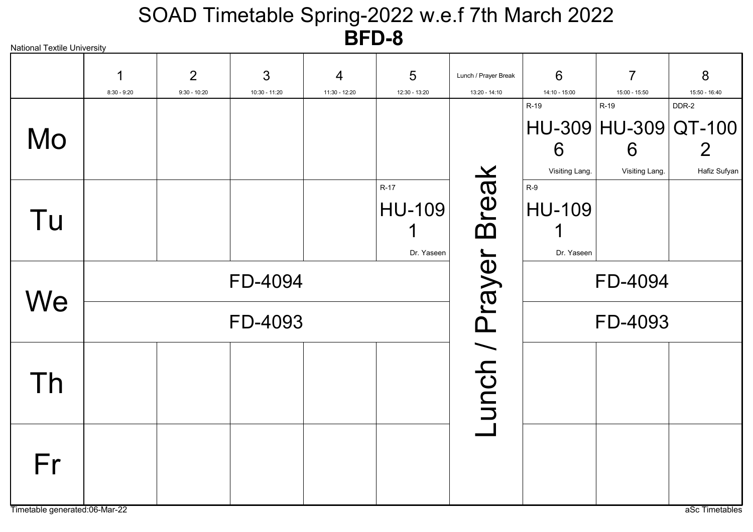# SOAD Timetable Spring-2022 w.e.f 7th March 2022

## BFD-8

National Textile University

| | 1<br>8:30 - 9:20 | 2<br>9:30 - 10:20 | 3<br>10:30 - 11:20 | 4<br>11:30 - 12:20 | 5<br>12:30 - 13:20 | Lunch / Prayer Break<br>13:20 - 14:10 | 6<br>14:10 - 15:00 | 7<br>15:00 - 15:50 | 8<br>15:50 - 16:40 |
|---|---|---|---|---|---|---|---|---|---|
| Mo | | | | | | Lunch / Prayer Break | R-19 HU-3096 Visiting Lang. | R-19 HU-3096 Visiting Lang. | DDR-2 QT-1002 Hafiz Sufyan |
| Tu | | | | | R-17 HU-1091 Dr. Yaseen | | R-9 HU-1091 Dr. Yaseen | | |
| We | FD-4094 / FD-4093 | | | | | | FD-4094 / FD-4093 | | |
| Th | | | | | | | | | |
| Fr | | | | | | | | | |

Timetable generated:06-Mar-22

aSc Timetables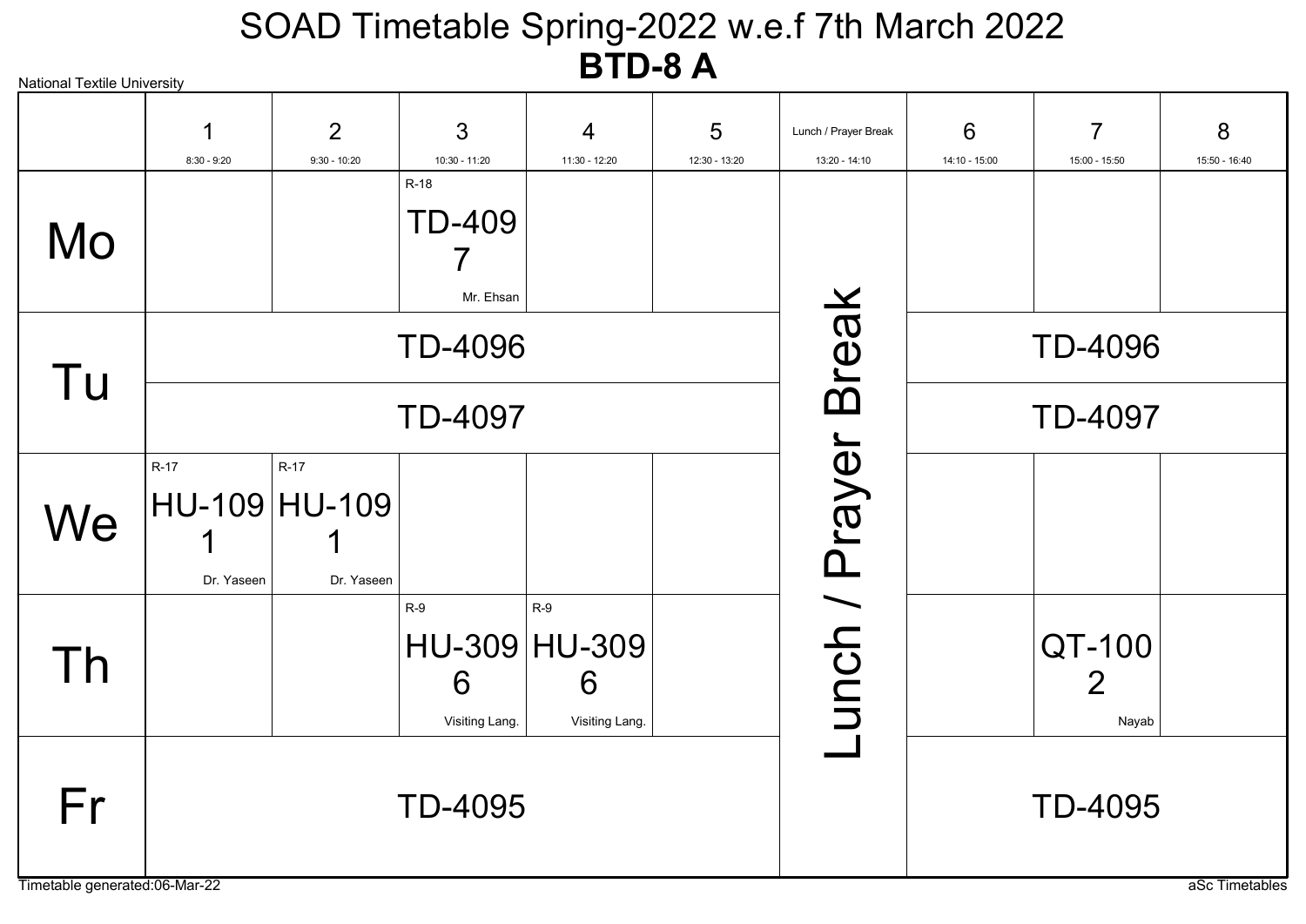National Textile University

# SOAD Timetable Spring-2022 w.e.f 7th March 2022

## BTD-8 A

| | 1 (8:30 - 9:20) | 2 (9:30 - 10:20) | 3 (10:30 - 11:20) | 4 (11:30 - 12:20) | 5 (12:30 - 13:20) | Lunch / Prayer Break (13:20 - 14:10) | 6 (14:10 - 15:00) | 7 (15:00 - 15:50) | 8 (15:50 - 16:40) |
|---|---|---|---|---|---|---|---|---|---|
| Mo | | | R-18 TD-4097 Mr. Ehsan | | | Lunch / Prayer Break | | | |
| Tu | TD-4096 / TD-4097 | | | | | Lunch / Prayer Break | TD-4096 / TD-4097 | | |
| We | R-17 HU-1091 Dr. Yaseen | R-17 HU-1091 Dr. Yaseen | | | | Lunch / Prayer Break | | | |
| Th | | | R-9 HU-3096 Visiting Lang. | R-9 HU-3096 Visiting Lang. | | Lunch / Prayer Break | | QT-1002 Nayab | |
| Fr | TD-4095 | | | | | Lunch / Prayer Break | TD-4095 | | |

Timetable generated:06-Mar-22

aSc Timetables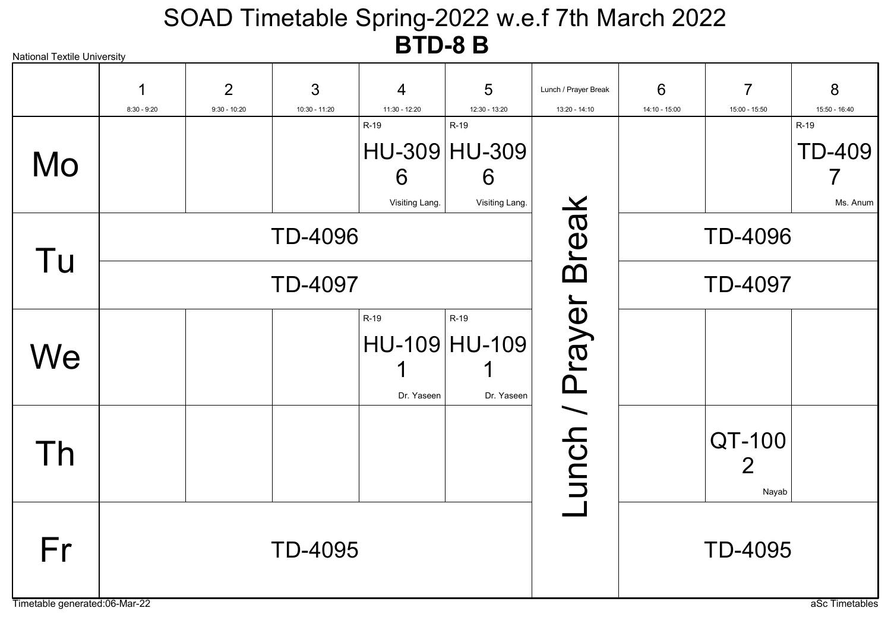# SOAD Timetable Spring-2022 w.e.f 7th March 2022

## BTD-8 B

National Textile University

| | 1<br>8:30 - 9:20 | 2<br>9:30 - 10:20 | 3<br>10:30 - 11:20 | 4<br>11:30 - 12:20 | 5<br>12:30 - 13:20 | Lunch / Prayer Break<br>13:20 - 14:10 | 6<br>14:10 - 15:00 | 7<br>15:00 - 15:50 | 8<br>15:50 - 16:40 |
|---|---|---|---|---|---|---|---|---|---|
| Mo | | | | R-19 HU-3096 Visiting Lang. | R-19 HU-3096 Visiting Lang. | Lunch / Prayer Break | | | R-19 TD-4097 Ms. Anum |
| Tu | TD-4096 / TD-4097 | | | | | Lunch / Prayer Break | TD-4096 / TD-4097 | | |
| We | | | | R-19 HU-1091 Dr. Yaseen | R-19 HU-1091 Dr. Yaseen | Lunch / Prayer Break | | | |
| Th | | | | | | Lunch / Prayer Break | | QT-1002 Nayab | |
| Fr | TD-4095 | | | | | Lunch / Prayer Break | TD-4095 | | |

Timetable generated:06-Mar-22

aSc Timetables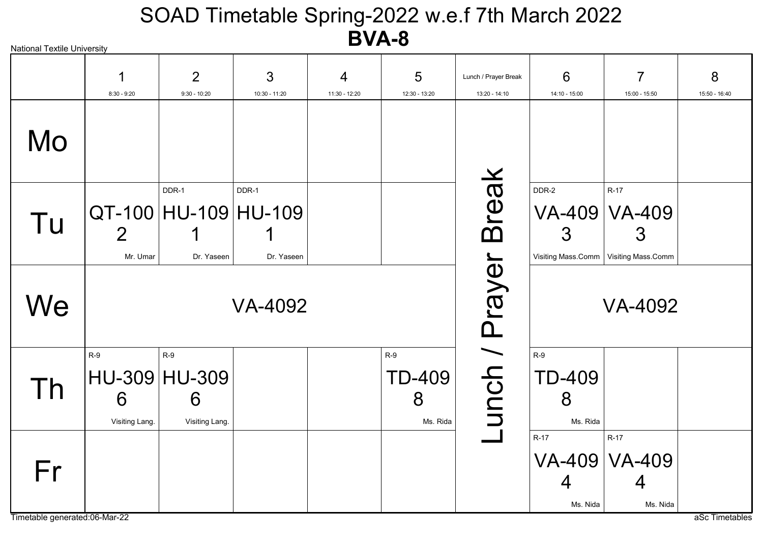National Textile University

# SOAD Timetable Spring-2022 w.e.f 7th March 2022

## BVA-8

| | 1 (8:30 - 9:20) | 2 (9:30 - 10:20) | 3 (10:30 - 11:20) | 4 (11:30 - 12:20) | 5 (12:30 - 13:20) | Lunch / Prayer Break (13:20 - 14:10) | 6 (14:10 - 15:00) | 7 (15:00 - 15:50) | 8 (15:50 - 16:40) |
|---|---|---|---|---|---|---|---|---|---|
| Mo | | | | | | Lunch / Prayer Break | | | |
| Tu | QT-1002 Mr. Umar | DDR-1 HU-1091 Dr. Yaseen | DDR-1 HU-1091 Dr. Yaseen | | | Lunch / Prayer Break | DDR-2 VA-4093 Visiting Mass.Comm | R-17 VA-4093 Visiting Mass.Comm | |
| We | VA-4092 | | | | | Lunch / Prayer Break | VA-4092 | | |
| Th | R-9 HU-3096 Visiting Lang. | R-9 HU-3096 Visiting Lang. | | | R-9 TD-4098 Ms. Rida | Lunch / Prayer Break | R-9 TD-4098 Ms. Rida | | |
| Fr | | | | | | Lunch / Prayer Break | R-17 VA-4094 Ms. Nida | R-17 VA-4094 Ms. Nida | |

Timetable generated:06-Mar-22

aSc Timetables